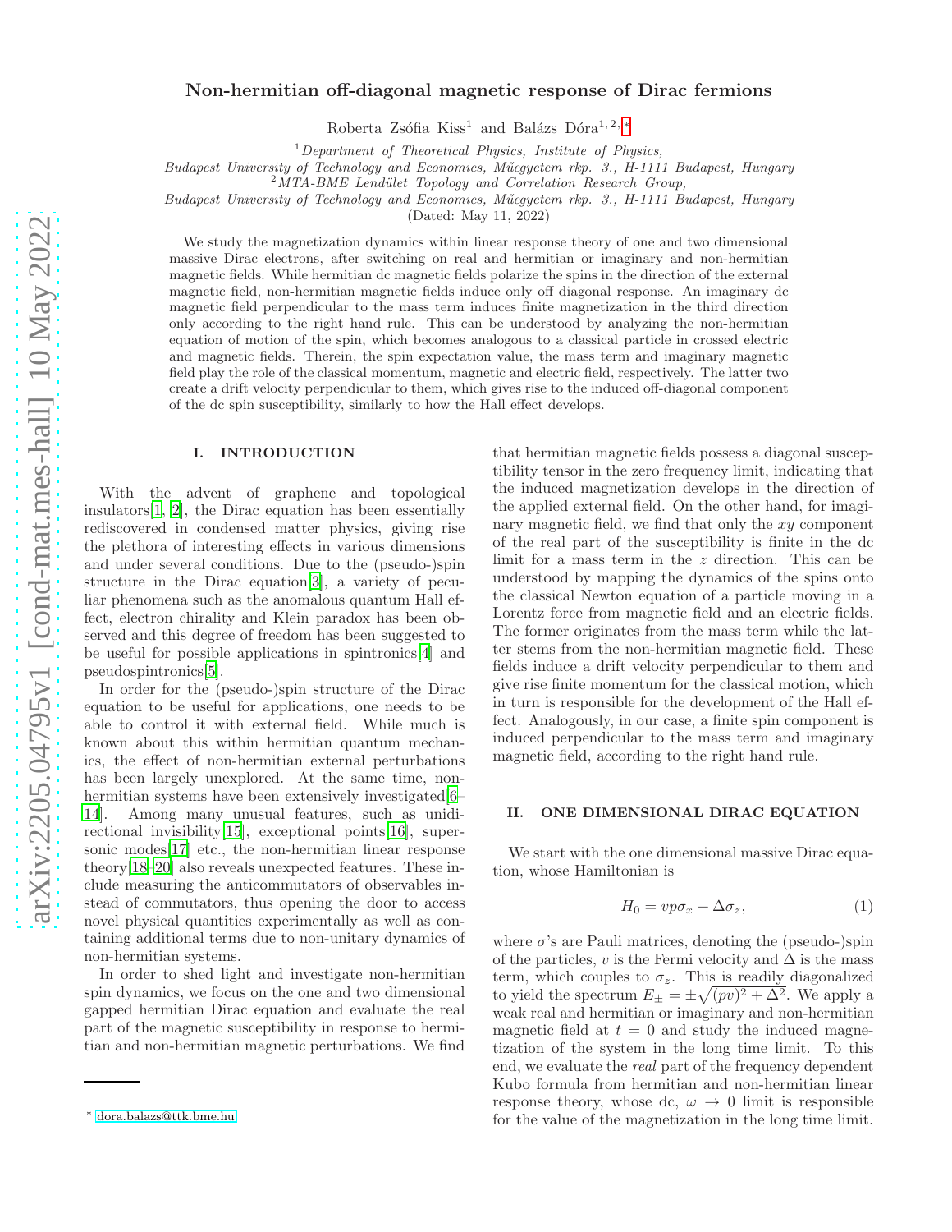# Non-hermitian off-diagonal magnetic response of Dirac fermions

Roberta Zsófia Kiss[1] and Balázs Dóra[1,2,*]

[1] *Department of Theoretical Physics, Institute of Physics, Budapest University of Technology and Economics, Műegyetem rkp. 3., H-1111 Budapest, Hungary*

[2] *MTA-BME Lendület Topology and Correlation Research Group, Budapest University of Technology and Economics, Műegyetem rkp. 3., H-1111 Budapest, Hungary*

(Dated: May 11, 2022)

We study the magnetization dynamics within linear response theory of one and two dimensional massive Dirac electrons, after switching on real and hermitian or imaginary and non-hermitian magnetic fields. While hermitian dc magnetic fields polarize the spins in the direction of the external magnetic field, non-hermitian magnetic fields induce only off diagonal response. An imaginary dc magnetic field perpendicular to the mass term induces finite magnetization in the third direction only according to the right hand rule. This can be understood by analyzing the non-hermitian equation of motion of the spin, which becomes analogous to a classical particle in crossed electric and magnetic fields. Therein, the spin expectation value, the mass term and imaginary magnetic field play the role of the classical momentum, magnetic and electric field, respectively. The latter two create a drift velocity perpendicular to them, which gives rise to the induced off-diagonal component of the dc spin susceptibility, similarly to how the Hall effect develops.

## I. INTRODUCTION

With the advent of graphene and topological insulators[1, 2], the Dirac equation has been essentially rediscovered in condensed matter physics, giving rise the plethora of interesting effects in various dimensions and under several conditions. Due to the (pseudo-)spin structure in the Dirac equation[3], a variety of peculiar phenomena such as the anomalous quantum Hall effect, electron chirality and Klein paradox has been observed and this degree of freedom has been suggested to be useful for possible applications in spintronics[4] and pseudospintronics[5].

In order for the (pseudo-)spin structure of the Dirac equation to be useful for applications, one needs to be able to control it with external field. While much is known about this within hermitian quantum mechanics, the effect of non-hermitian external perturbations has been largely unexplored. At the same time, non-hermitian systems have been extensively investigated[6–14]. Among many unusual features, such as unidirectional invisibility[15], exceptional points[16], supersonic modes[17] etc., the non-hermitian linear response theory[18–20] also reveals unexpected features. These include measuring the anticommutators of observables instead of commutators, thus opening the door to access novel physical quantities experimentally as well as containing additional terms due to non-unitary dynamics of non-hermitian systems.

In order to shed light and investigate non-hermitian spin dynamics, we focus on the one and two dimensional gapped hermitian Dirac equation and evaluate the real part of the magnetic susceptibility in response to hermitian and non-hermitian magnetic perturbations. We find that hermitian magnetic fields possess a diagonal susceptibility tensor in the zero frequency limit, indicating that the induced magnetization develops in the direction of the applied external field. On the other hand, for imaginary magnetic field, we find that only the $xy$ component of the real part of the susceptibility is finite in the dc limit for a mass term in the $z$ direction. This can be understood by mapping the dynamics of the spins onto the classical Newton equation of a particle moving in a Lorentz force from magnetic field and an electric fields. The former originates from the mass term while the latter stems from the non-hermitian magnetic field. These fields induce a drift velocity perpendicular to them and give rise finite momentum for the classical motion, which in turn is responsible for the development of the Hall effect. Analogously, in our case, a finite spin component is induced perpendicular to the mass term and imaginary magnetic field, according to the right hand rule.

## II. ONE DIMENSIONAL DIRAC EQUATION

We start with the one dimensional massive Dirac equation, whose Hamiltonian is

$$H_0 = vp\sigma_x + \Delta\sigma_z, \tag{1}$$

where $\sigma$'s are Pauli matrices, denoting the (pseudo-)spin of the particles, $v$ is the Fermi velocity and $\Delta$ is the mass term, which couples to $\sigma_z$. This is readily diagonalized to yield the spectrum $E_\pm = \pm\sqrt{(pv)^2 + \Delta^2}$. We apply a weak real and hermitian or imaginary and non-hermitian magnetic field at $t = 0$ and study the induced magnetization of the system in the long time limit. To this end, we evaluate the *real* part of the frequency dependent Kubo formula from hermitian and non-hermitian linear response theory, whose dc, $\omega \to 0$ limit is responsible for the value of the magnetization in the long time limit.

[*] dora.balazs@ttk.bme.hu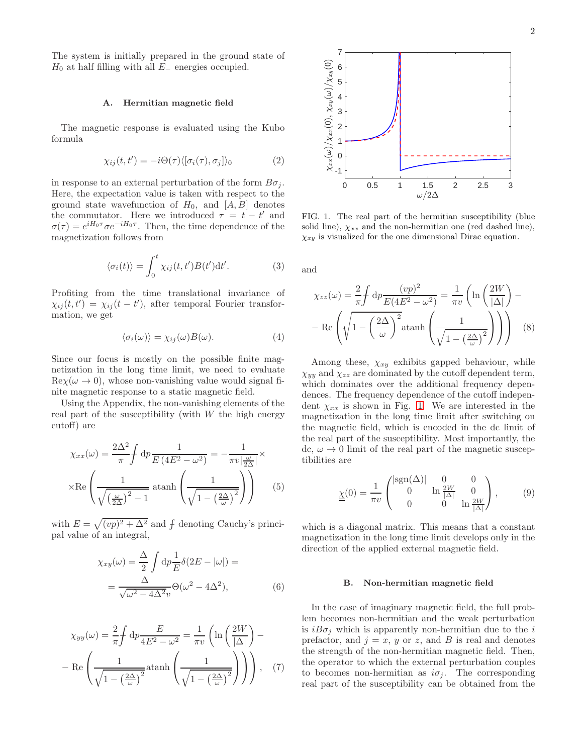The system is initially prepared in the ground state of $H_0$ at half filling with all $E_-$ energies occupied.

### A. Hermitian magnetic field

The magnetic response is evaluated using the Kubo formula

$$\chi_{ij}(t,t') = -i\Theta(\tau)\langle[\sigma_i(\tau),\sigma_j]\rangle_0 \tag{2}$$

in response to an external perturbation of the form $B\sigma_j$. Here, the expectation value is taken with respect to the ground state wavefunction of $H_0$, and $[A,B]$ denotes the commutator. Here we introduced $\tau = t - t'$ and $\sigma(\tau) = e^{iH_0\tau}\sigma e^{-iH_0\tau}$. Then, the time dependence of the magnetization follows from

$$\langle\sigma_i(t)\rangle = \int_0^t \chi_{ij}(t,t')B(t')\mathrm{d}t'. \tag{3}$$

Profiting from the time translational invariance of $\chi_{ij}(t,t') = \chi_{ij}(t-t')$, after temporal Fourier transformation, we get

$$\langle\sigma_i(\omega)\rangle = \chi_{ij}(\omega)B(\omega). \tag{4}$$

Since our focus is mostly on the possible finite magnetization in the long time limit, we need to evaluate $\mathrm{Re}\chi(\omega\to 0)$, whose non-vanishing value would signal finite magnetic response to a static magnetic field.

Using the Appendix, the non-vanishing elements of the real part of the susceptibility (with $W$ the high energy cutoff) are

$$\chi_{xx}(\omega) = \frac{2\Delta^2}{\pi}⨍\mathrm{d}p\frac{1}{E\left(4E^2-\omega^2\right)} = -\frac{1}{\pi v\left|\frac{\omega}{2\Delta}\right|}\times$$
$$\times\mathrm{Re}\left(\frac{1}{\sqrt{\left(\frac{\omega}{2\Delta}\right)^2-1}}\,\mathrm{atanh}\left(\frac{1}{\sqrt{1-\left(\frac{2\Delta}{\omega}\right)^2}}\right)\right) \tag{5}$$

with $E=\sqrt{(vp)^2+\Delta^2}$ and $⨍$ denoting Cauchy's principal value of an integral,

$$\chi_{xy}(\omega) = \frac{\Delta}{2}\int\mathrm{d}p\frac{1}{E}\delta(2E-|\omega|) =$$
$$= \frac{\Delta}{\sqrt{\omega^2-4\Delta^2}v}\Theta(\omega^2-4\Delta^2), \tag{6}$$

$$\chi_{yy}(\omega) = \frac{2}{\pi}⨍\mathrm{d}p\frac{E}{4E^2-\omega^2} = \frac{1}{\pi v}\left(\ln\left(\frac{2W}{|\Delta|}\right) - \right.$$
$$\left. - \,\mathrm{Re}\left(\frac{1}{\sqrt{1-\left(\frac{2\Delta}{\omega}\right)^2}}\mathrm{atanh}\left(\frac{1}{\sqrt{1-\left(\frac{2\Delta}{\omega}\right)^2}}\right)\right)\right), \tag{7}$$

FIG. 1. The real part of the hermitian susceptibility (blue solid line), $\chi_{xx}$ and the non-hermitian one (red dashed line), $\chi_{xy}$ is visualized for the one dimensional Dirac equation.

and

$$\chi_{zz}(\omega) = \frac{2}{\pi}⨍\mathrm{d}p\frac{(vp)^2}{E(4E^2-\omega^2)} = \frac{1}{\pi v}\left(\ln\left(\frac{2W}{|\Delta|}\right) - \right.$$
$$\left. - \,\mathrm{Re}\left(\sqrt{1-\left(\frac{2\Delta}{\omega}\right)^2}\,\mathrm{atanh}\left(\frac{1}{\sqrt{1-\left(\frac{2\Delta}{\omega}\right)^2}}\right)\right)\right) \tag{8}$$

Among these, $\chi_{xy}$ exhibits gapped behaviour, while $\chi_{yy}$ and $\chi_{zz}$ are dominated by the cutoff dependent term, which dominates over the additional frequency dependences. The frequency dependence of the cutoff independent $\chi_{xx}$ is shown in Fig. 1. We are interested in the magnetization in the long time limit after switching on the magnetic field, which is encoded in the dc limit of the real part of the susceptibility. Most importantly, the dc, $\omega\to 0$ limit of the real part of the magnetic susceptibilities are

$$\underline{\underline{\chi}}(0) = \frac{1}{\pi v}\begin{pmatrix} |\mathrm{sgn}(\Delta)| & 0 & 0 \\ 0 & \ln\frac{2W}{|\Delta|} & 0 \\ 0 & 0 & \ln\frac{2W}{|\Delta|}\end{pmatrix}, \tag{9}$$

which is a diagonal matrix. This means that a constant magnetization in the long time limit develops only in the direction of the applied external magnetic field.

### B. Non-hermitian magnetic field

In the case of imaginary magnetic field, the full problem becomes non-hermitian and the weak perturbation is $iB\sigma_j$ which is apparently non-hermitian due to the $i$ prefactor, and $j = x$, $y$ or $z$, and $B$ is real and denotes the strength of the non-hermitian magnetic field. Then, the operator to which the external perturbation couples to becomes non-hermitian as $i\sigma_j$. The corresponding real part of the susceptibility can be obtained from the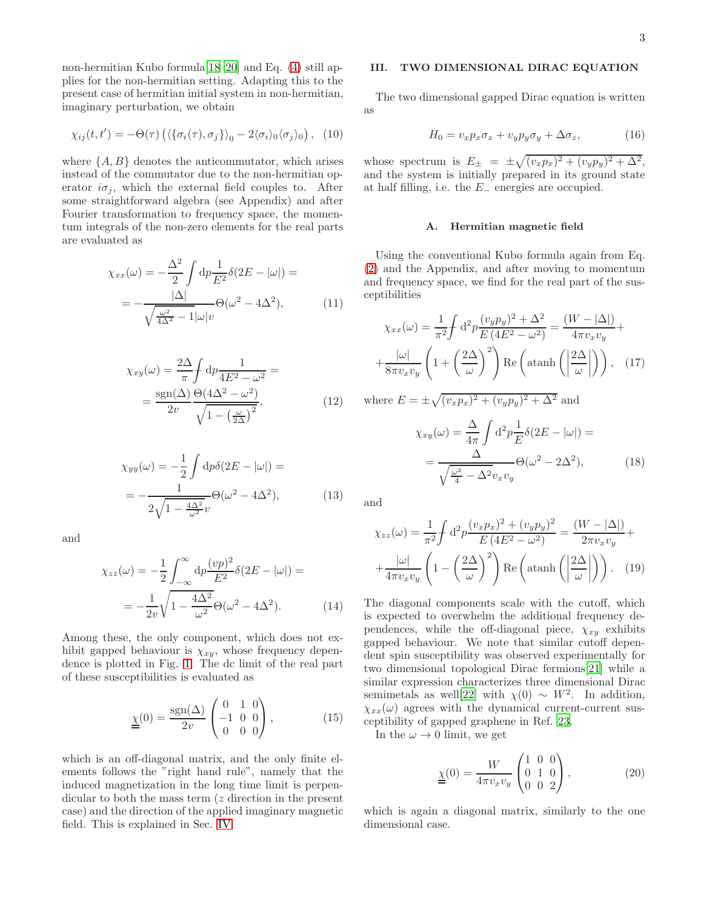non-hermitian Kubo formula[18–20] and Eq. (4) still applies for the non-hermitian setting. Adapting this to the present case of hermitian initial system in non-hermitian, imaginary perturbation, we obtain

$$\chi_{ij}(t,t') = -\Theta(\tau)\left(\langle\{\sigma_i(\tau),\sigma_j\}\rangle_0 - 2\langle\sigma_i\rangle_0\langle\sigma_j\rangle_0\right), \quad (10)$$

where $\{A,B\}$ denotes the anticommutator, which arises instead of the commutator due to the non-hermitian operator $i\sigma_j$, which the external field couples to. After some straightforward algebra (see Appendix) and after Fourier transformation to frequency space, the momentum integrals of the non-zero elements for the real parts are evaluated as

$$\chi_{xx}(\omega) = -\frac{\Delta^2}{2}\int \mathrm{d}p \frac{1}{E^2}\delta(2E-|\omega|) = = -\frac{|\Delta|}{\sqrt{\frac{\omega^2}{4\Delta^2}-1}|\omega|v}\Theta(\omega^2-4\Delta^2), \quad (11)$$

$$\chi_{xy}(\omega) = \frac{2\Delta}{\pi}⨍ \mathrm{d}p\frac{1}{4E^2-\omega^2} = = \frac{\mathrm{sgn}(\Delta)}{2v}\frac{\Theta(4\Delta^2-\omega^2)}{\sqrt{1-\left(\frac{\omega}{2\Delta}\right)^2}}, \quad (12)$$

$$\chi_{yy}(\omega) = -\frac{1}{2}\int \mathrm{d}p\delta(2E-|\omega|) = = -\frac{1}{2\sqrt{1-\frac{4\Delta^2}{\omega^2}}v}\Theta(\omega^2-4\Delta^2), \quad (13)$$

and

$$\chi_{zz}(\omega) = -\frac{1}{2}\int_{-\infty}^{\infty}\mathrm{d}p\frac{(vp)^2}{E^2}\delta(2E-|\omega|) = = -\frac{1}{2v}\sqrt{1-\frac{4\Delta^2}{\omega^2}}\Theta(\omega^2-4\Delta^2). \quad (14)$$

Among these, the only component, which does not exhibit gapped behaviour is $\chi_{xy}$, whose frequency dependence is plotted in Fig. 1. The dc limit of the real part of these susceptibilities is evaluated as

$$\underline{\underline{\chi}}(0) = \frac{\mathrm{sgn}(\Delta)}{2v}\begin{pmatrix}0 & 1 & 0\\ -1 & 0 & 0\\ 0 & 0 & 0\end{pmatrix}, \quad (15)$$

which is an off-diagonal matrix, and the only finite elements follows the "right hand rule", namely that the induced magnetization in the long time limit is perpendicular to both the mass term ($z$ direction in the present case) and the direction of the applied imaginary magnetic field. This is explained in Sec. IV.

## III. TWO DIMENSIONAL DIRAC EQUATION

The two dimensional gapped Dirac equation is written as

$$H_0 = v_x p_x \sigma_x + v_y p_y \sigma_y + \Delta\sigma_z, \quad (16)$$

whose spectrum is $E_\pm = \pm\sqrt{(v_x p_x)^2 + (v_y p_y)^2 + \Delta^2}$, and the system is initially prepared in its ground state at half filling, i.e. the $E_-$ energies are occupied.

### A. Hermitian magnetic field

Using the conventional Kubo formula again from Eq. (2) and the Appendix, and after moving to momentum and frequency space, we find for the real part of the susceptibilities

$$\chi_{xx}(\omega) = \frac{1}{\pi^2}⨍ \mathrm{d}^2p\frac{(v_y p_y)^2+\Delta^2}{E\left(4E^2-\omega^2\right)} = \frac{(W-|\Delta|)}{4\pi v_x v_y} + +\frac{|\omega|}{8\pi v_x v_y}\left(1+\left(\frac{2\Delta}{\omega}\right)^2\right)\mathrm{Re}\left(\mathrm{atanh}\left(\left|\frac{2\Delta}{\omega}\right|\right)\right), \quad (17)$$

where $E = \pm\sqrt{(v_x p_x)^2 + (v_y p_y)^2 + \Delta^2}$ and

$$\chi_{xy}(\omega) = \frac{\Delta}{4\pi}\int \mathrm{d}^2p\frac{1}{E}\delta(2E-|\omega|) = = \frac{\Delta}{\sqrt{\frac{\omega^2}{4}-\Delta^2}v_x v_y}\Theta(\omega^2-2\Delta^2), \quad (18)$$

and

$$\chi_{zz}(\omega) = \frac{1}{\pi^2}⨍ \mathrm{d}^2p\frac{(v_x p_x)^2+(v_y p_y)^2}{E\left(4E^2-\omega^2\right)} = \frac{(W-|\Delta|)}{2\pi v_x v_y} + +\frac{|\omega|}{4\pi v_x v_y}\left(1-\left(\frac{2\Delta}{\omega}\right)^2\right)\mathrm{Re}\left(\mathrm{atanh}\left(\left|\frac{2\Delta}{\omega}\right|\right)\right). \quad (19)$$

The diagonal components scale with the cutoff, which is expected to overwhelm the additional frequency dependences, while the off-diagonal piece, $\chi_{xy}$ exhibits gapped behaviour. We note that similar cutoff dependent spin susceptibility was observed experimentally for two dimensional topological Dirac fermions[21] while a similar expression characterizes three dimensional Dirac semimetals as well[22] with $\chi(0) \sim W^2$. In addition, $\chi_{xx}(\omega)$ agrees with the dynamical current-current susceptibility of gapped graphene in Ref. 23.

In the $\omega \to 0$ limit, we get

$$\underline{\underline{\chi}}(0) = \frac{W}{4\pi v_x v_y}\begin{pmatrix}1 & 0 & 0\\ 0 & 1 & 0\\ 0 & 0 & 2\end{pmatrix}, \quad (20)$$

which is again a diagonal matrix, similarly to the one dimensional case.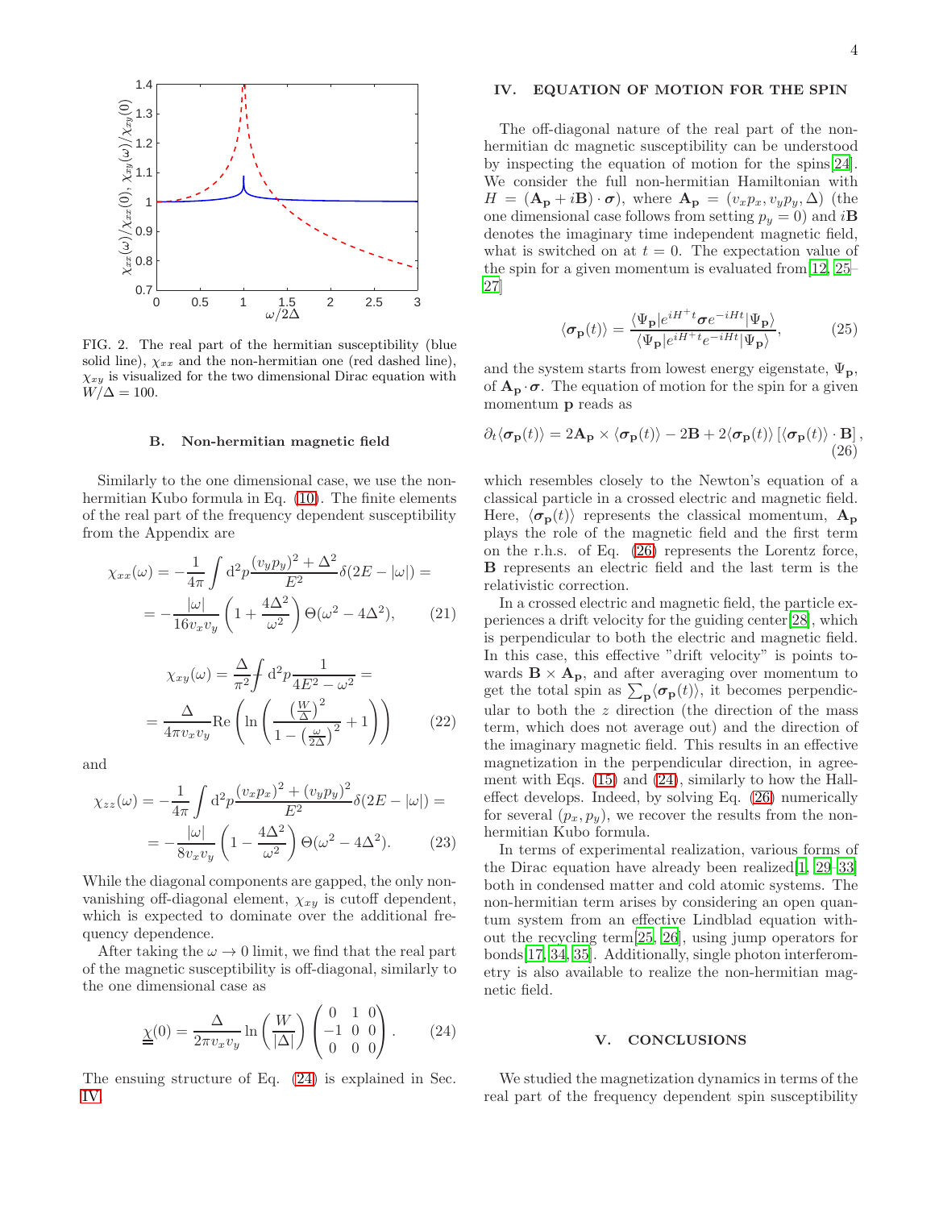FIG. 2. The real part of the hermitian susceptibility (blue solid line), $\chi_{xx}$ and the non-hermitian one (red dashed line), $\chi_{xy}$ is visualized for the two dimensional Dirac equation with $W/\Delta = 100$.

### B. Non-hermitian magnetic field

Similarly to the one dimensional case, we use the non-hermitian Kubo formula in Eq. (10). The finite elements of the real part of the frequency dependent susceptibility from the Appendix are

$$\chi_{xx}(\omega) = -\frac{1}{4\pi}\int d^2p \frac{(v_y p_y)^2 + \Delta^2}{E^2}\delta(2E - |\omega|) = \\ = -\frac{|\omega|}{16 v_x v_y}\left(1 + \frac{4\Delta^2}{\omega^2}\right)\Theta(\omega^2 - 4\Delta^2), \quad (21)$$

$$\chi_{xy}(\omega) = \frac{\Delta}{\pi^2} \fint d^2p \frac{1}{4E^2 - \omega^2} = \\ = \frac{\Delta}{4\pi v_x v_y}\text{Re}\left(\ln\left(\frac{\left(\frac{W}{\Delta}\right)^2}{1 - \left(\frac{\omega}{2\Delta}\right)^2} + 1\right)\right) \quad (22)$$

and

$$\chi_{zz}(\omega) = -\frac{1}{4\pi}\int d^2p \frac{(v_x p_x)^2 + (v_y p_y)^2}{E^2}\delta(2E - |\omega|) = \\ = -\frac{|\omega|}{8 v_x v_y}\left(1 - \frac{4\Delta^2}{\omega^2}\right)\Theta(\omega^2 - 4\Delta^2). \quad (23)$$

While the diagonal components are gapped, the only non-vanishing off-diagonal element, $\chi_{xy}$ is cutoff dependent, which is expected to dominate over the additional frequency dependence.

After taking the $\omega \to 0$ limit, we find that the real part of the magnetic susceptibility is off-diagonal, similarly to the one dimensional case as

$$\underline{\underline{\chi}}(0) = \frac{\Delta}{2\pi v_x v_y}\ln\left(\frac{W}{|\Delta|}\right)\begin{pmatrix} 0 & 1 & 0 \\ -1 & 0 & 0 \\ 0 & 0 & 0 \end{pmatrix}. \quad (24)$$

The ensuing structure of Eq. (24) is explained in Sec. IV.

## IV. EQUATION OF MOTION FOR THE SPIN

The off-diagonal nature of the real part of the non-hermitian dc magnetic susceptibility can be understood by inspecting the equation of motion for the spins[24]. We consider the full non-hermitian Hamiltonian with $H = (\mathbf{A_p} + i\mathbf{B})\cdot\boldsymbol{\sigma}$, where $\mathbf{A_p} = (v_x p_x, v_y p_y, \Delta)$ (the one dimensional case follows from setting $p_y = 0$) and $i\mathbf{B}$ denotes the imaginary time independent magnetic field, what is switched on at $t = 0$. The expectation value of the spin for a given momentum is evaluated from[12, 25–27]

$$\langle\boldsymbol{\sigma}_\mathbf{p}(t)\rangle = \frac{\langle\Psi_\mathbf{p}|e^{iH^+t}\boldsymbol{\sigma}e^{-iHt}|\Psi_\mathbf{p}\rangle}{\langle\Psi_\mathbf{p}|e^{iH^+t}e^{-iHt}|\Psi_\mathbf{p}\rangle}, \quad (25)$$

and the system starts from lowest energy eigenstate, $\Psi_\mathbf{p}$, of $\mathbf{A_p}\cdot\boldsymbol{\sigma}$. The equation of motion for the spin for a given momentum $\mathbf{p}$ reads as

$$\partial_t\langle\boldsymbol{\sigma}_\mathbf{p}(t)\rangle = 2\mathbf{A_p}\times\langle\boldsymbol{\sigma}_\mathbf{p}(t)\rangle - 2\mathbf{B} + 2\langle\boldsymbol{\sigma}_\mathbf{p}(t)\rangle\left[\langle\boldsymbol{\sigma}_\mathbf{p}(t)\rangle\cdot\mathbf{B}\right], \quad (26)$$

which resembles closely to the Newton's equation of a classical particle in a crossed electric and magnetic field. Here, $\langle\boldsymbol{\sigma}_\mathbf{p}(t)\rangle$ represents the classical momentum, $\mathbf{A_p}$ plays the role of the magnetic field and the first term on the r.h.s. of Eq. (26) represents the Lorentz force, $\mathbf{B}$ represents an electric field and the last term is the relativistic correction.

In a crossed electric and magnetic field, the particle experiences a drift velocity for the guiding center[28], which is perpendicular to both the electric and magnetic field. In this case, this effective "drift velocity" is points towards $\mathbf{B}\times\mathbf{A_p}$, and after averaging over momentum to get the total spin as $\sum_\mathbf{p}\langle\boldsymbol{\sigma}_\mathbf{p}(t)\rangle$, it becomes perpendicular to both the $z$ direction (the direction of the mass term, which does not average out) and the direction of the imaginary magnetic field. This results in an effective magnetization in the perpendicular direction, in agreement with Eqs. (15) and (24), similarly to how the Hall-effect develops. Indeed, by solving Eq. (26) numerically for several $(p_x, p_y)$, we recover the results from the non-hermitian Kubo formula.

In terms of experimental realization, various forms of the Dirac equation have already been realized[1, 29–33] both in condensed matter and cold atomic systems. The non-hermitian term arises by considering an open quantum system from an effective Lindblad equation without the recycling term[25, 26], using jump operators for bonds[17, 34, 35]. Additionally, single photon interferometry is also available to realize the non-hermitian magnetic field.

## V. CONCLUSIONS

We studied the magnetization dynamics in terms of the real part of the frequency dependent spin susceptibility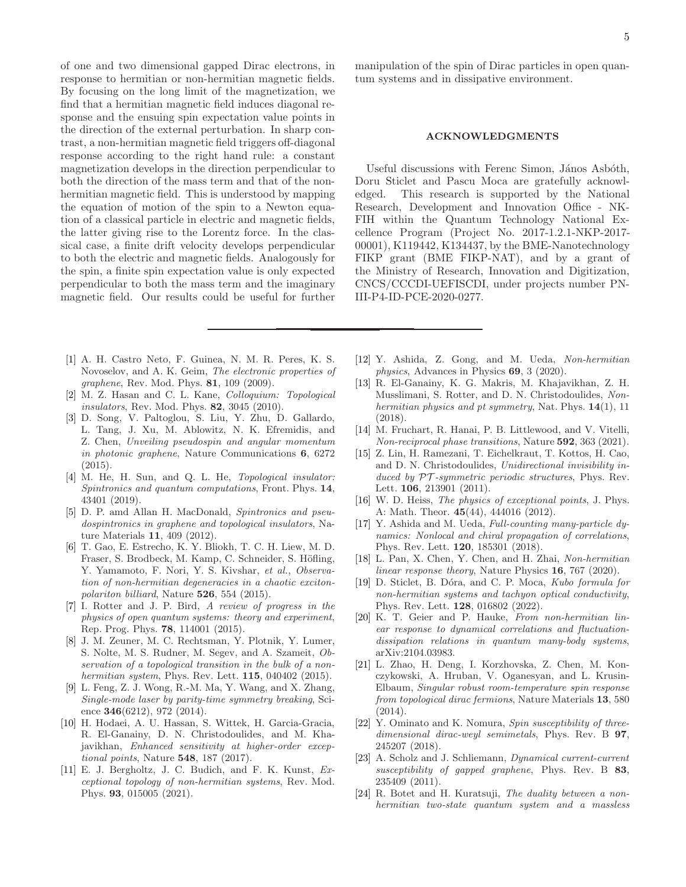of one and two dimensional gapped Dirac electrons, in response to hermitian or non-hermitian magnetic fields. By focusing on the long limit of the magnetization, we find that a hermitian magnetic field induces diagonal response and the ensuing spin expectation value points in the direction of the external perturbation. In sharp contrast, a non-hermitian magnetic field triggers off-diagonal response according to the right hand rule: a constant magnetization develops in the direction perpendicular to both the direction of the mass term and that of the non-hermitian magnetic field. This is understood by mapping the equation of motion of the spin to a Newton equation of a classical particle in electric and magnetic fields, the latter giving rise to the Lorentz force. In the classical case, a finite drift velocity develops perpendicular to both the electric and magnetic fields. Analogously for the spin, a finite spin expectation value is only expected perpendicular to both the mass term and the imaginary magnetic field. Our results could be useful for further manipulation of the spin of Dirac particles in open quantum systems and in dissipative environment.

## ACKNOWLEDGMENTS

Useful discussions with Ferenc Simon, János Asbóth, Doru Sticlet and Pascu Moca are gratefully acknowledged. This research is supported by the National Research, Development and Innovation Office - NKFIH within the Quantum Technology National Excellence Program (Project No. 2017-1.2.1-NKP-2017-00001), K119442, K134437, by the BME-Nanotechnology FIKP grant (BME FIKP-NAT), and by a grant of the Ministry of Research, Innovation and Digitization, CNCS/CCCDI-UEFISCDI, under projects number PN-III-P4-ID-PCE-2020-0277.

---

[1] A. H. Castro Neto, F. Guinea, N. M. R. Peres, K. S. Novoselov, and A. K. Geim, *The electronic properties of graphene*, Rev. Mod. Phys. **81**, 109 (2009).

[2] M. Z. Hasan and C. L. Kane, *Colloquium: Topological insulators*, Rev. Mod. Phys. **82**, 3045 (2010).

[3] D. Song, V. Paltoglou, S. Liu, Y. Zhu, D. Gallardo, L. Tang, J. Xu, M. Ablowitz, N. K. Efremidis, and Z. Chen, *Unveiling pseudospin and angular momentum in photonic graphene*, Nature Communications **6**, 6272 (2015).

[4] M. He, H. Sun, and Q. L. He, *Topological insulator: Spintronics and quantum computations*, Front. Phys. **14**, 43401 (2019).

[5] D. P. amd Allan H. MacDonald, *Spintronics and pseudospintronics in graphene and topological insulators*, Nature Materials **11**, 409 (2012).

[6] T. Gao, E. Estrecho, K. Y. Bliokh, T. C. H. Liew, M. D. Fraser, S. Brodbeck, M. Kamp, C. Schneider, S. Höfling, Y. Yamamoto, F. Nori, Y. S. Kivshar, *et al.*, *Observation of non-hermitian degeneracies in a chaotic exciton-polariton billiard*, Nature **526**, 554 (2015).

[7] I. Rotter and J. P. Bird, *A review of progress in the physics of open quantum systems: theory and experiment*, Rep. Prog. Phys. **78**, 114001 (2015).

[8] J. M. Zeuner, M. C. Rechtsman, Y. Plotnik, Y. Lumer, S. Nolte, M. S. Rudner, M. Segev, and A. Szameit, *Observation of a topological transition in the bulk of a non-hermitian system*, Phys. Rev. Lett. **115**, 040402 (2015).

[9] L. Feng, Z. J. Wong, R.-M. Ma, Y. Wang, and X. Zhang, *Single-mode laser by parity-time symmetry breaking*, Science **346**(6212), 972 (2014).

[10] H. Hodaei, A. U. Hassan, S. Wittek, H. Garcia-Gracia, R. El-Ganainy, D. N. Christodoulides, and M. Khajavikhan, *Enhanced sensitivity at higher-order exceptional points*, Nature **548**, 187 (2017).

[11] E. J. Bergholtz, J. C. Budich, and F. K. Kunst, *Exceptional topology of non-hermitian systems*, Rev. Mod. Phys. **93**, 015005 (2021).

[12] Y. Ashida, Z. Gong, and M. Ueda, *Non-hermitian physics*, Advances in Physics **69**, 3 (2020).

[13] R. El-Ganainy, K. G. Makris, M. Khajavikhan, Z. H. Musslimani, S. Rotter, and D. N. Christodoulides, *Non-hermitian physics and pt symmetry*, Nat. Phys. **14**(1), 11 (2018).

[14] M. Fruchart, R. Hanai, P. B. Littlewood, and V. Vitelli, *Non-reciprocal phase transitions*, Nature **592**, 363 (2021).

[15] Z. Lin, H. Ramezani, T. Eichelkraut, T. Kottos, H. Cao, and D. N. Christodoulides, *Unidirectional invisibility induced by $\mathcal{PT}$-symmetric periodic structures*, Phys. Rev. Lett. **106**, 213901 (2011).

[16] W. D. Heiss, *The physics of exceptional points*, J. Phys. A: Math. Theor. **45**(44), 444016 (2012).

[17] Y. Ashida and M. Ueda, *Full-counting many-particle dynamics: Nonlocal and chiral propagation of correlations*, Phys. Rev. Lett. **120**, 185301 (2018).

[18] L. Pan, X. Chen, Y. Chen, and H. Zhai, *Non-hermitian linear response theory*, Nature Physics **16**, 767 (2020).

[19] D. Sticlet, B. Dóra, and C. P. Moca, *Kubo formula for non-hermitian systems and tachyon optical conductivity*, Phys. Rev. Lett. **128**, 016802 (2022).

[20] K. T. Geier and P. Hauke, *From non-hermitian linear response to dynamical correlations and fluctuation-dissipation relations in quantum many-body systems*, arXiv:2104.03983.

[21] L. Zhao, H. Deng, I. Korzhovska, Z. Chen, M. Konczykowski, A. Hruban, V. Oganesyan, and L. Krusin-Elbaum, *Singular robust room-temperature spin response from topological dirac fermions*, Nature Materials **13**, 580 (2014).

[22] Y. Ominato and K. Nomura, *Spin susceptibility of three-dimensional dirac-weyl semimetals*, Phys. Rev. B **97**, 245207 (2018).

[23] A. Scholz and J. Schliemann, *Dynamical current-current susceptibility of gapped graphene*, Phys. Rev. B **83**, 235409 (2011).

[24] R. Botet and H. Kuratsuji, *The duality between a non-hermitian two-state quantum system and a massless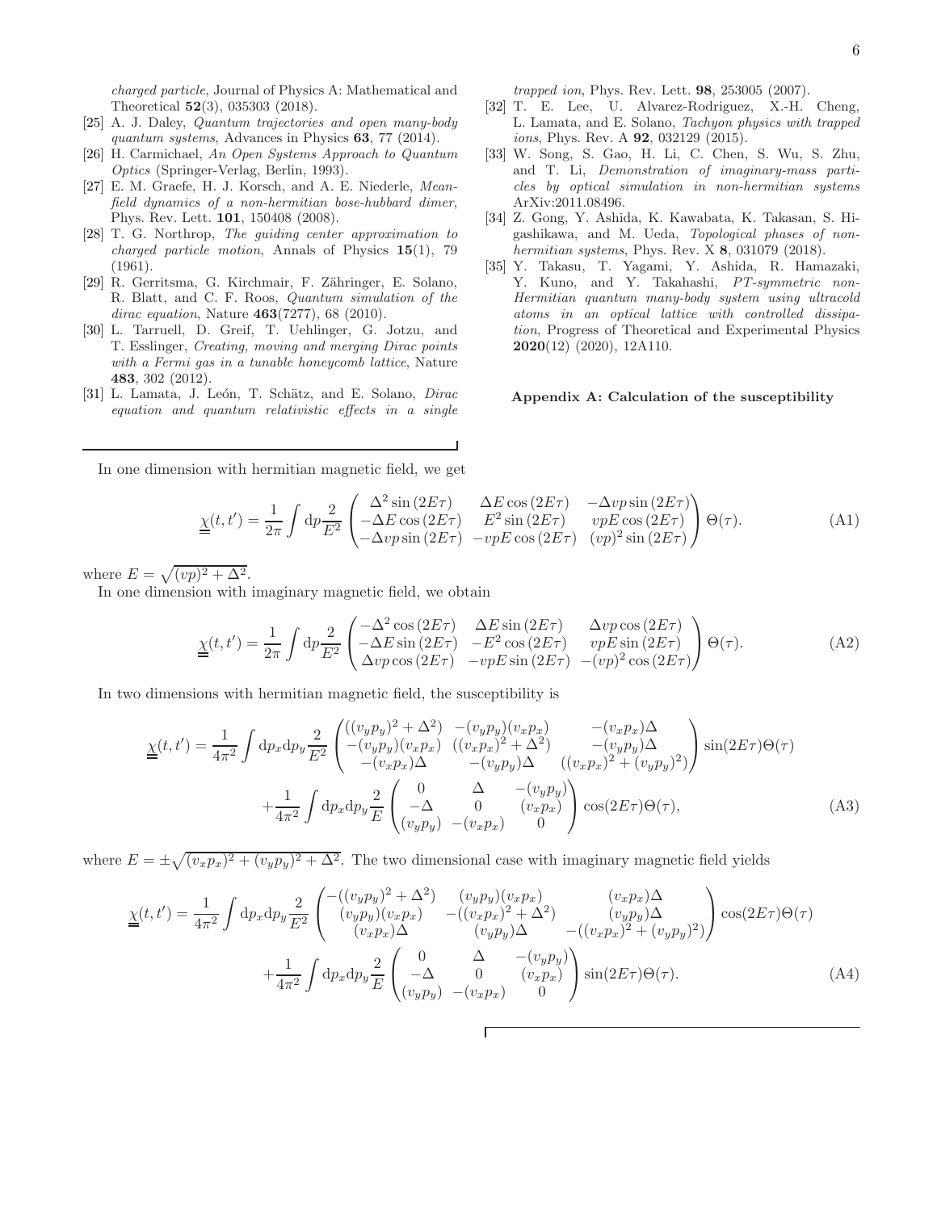*charged particle*, Journal of Physics A: Mathematical and Theoretical **52**(3), 035303 (2018).

[25] A. J. Daley, *Quantum trajectories and open many-body quantum systems*, Advances in Physics **63**, 77 (2014).

[26] H. Carmichael, *An Open Systems Approach to Quantum Optics* (Springer-Verlag, Berlin, 1993).

[27] E. M. Graefe, H. J. Korsch, and A. E. Niederle, *Mean-field dynamics of a non-hermitian bose-hubbard dimer*, Phys. Rev. Lett. **101**, 150408 (2008).

[28] T. G. Northrop, *The guiding center approximation to charged particle motion*, Annals of Physics **15**(1), 79 (1961).

[29] R. Gerritsma, G. Kirchmair, F. Zähringer, E. Solano, R. Blatt, and C. F. Roos, *Quantum simulation of the dirac equation*, Nature **463**(7277), 68 (2010).

[30] L. Tarruell, D. Greif, T. Uehlinger, G. Jotzu, and T. Esslinger, *Creating, moving and merging Dirac points with a Fermi gas in a tunable honeycomb lattice*, Nature **483**, 302 (2012).

[31] L. Lamata, J. León, T. Schätz, and E. Solano, *Dirac equation and quantum relativistic effects in a single trapped ion*, Phys. Rev. Lett. **98**, 253005 (2007).

[32] T. E. Lee, U. Alvarez-Rodriguez, X.-H. Cheng, L. Lamata, and E. Solano, *Tachyon physics with trapped ions*, Phys. Rev. A **92**, 032129 (2015).

[33] W. Song, S. Gao, H. Li, C. Chen, S. Wu, S. Zhu, and T. Li, *Demonstration of imaginary-mass particles by optical simulation in non-hermitian systems* ArXiv:2011.08496.

[34] Z. Gong, Y. Ashida, K. Kawabata, K. Takasan, S. Higashikawa, and M. Ueda, *Topological phases of non-hermitian systems*, Phys. Rev. X **8**, 031079 (2018).

[35] Y. Takasu, T. Yagami, Y. Ashida, R. Hamazaki, Y. Kuno, and Y. Takahashi, *PT-symmetric non-Hermitian quantum many-body system using ultracold atoms in an optical lattice with controlled dissipation*, Progress of Theoretical and Experimental Physics **2020**(12) (2020), 12A110.

## Appendix A: Calculation of the susceptibility

In one dimension with hermitian magnetic field, we get

$$\underline{\underline{\chi}}(t,t') = \frac{1}{2\pi}\int \mathrm{d}p \frac{2}{E^2}\begin{pmatrix} \Delta^2\sin(2E\tau) & \Delta E\cos(2E\tau) & -\Delta vp\sin(2E\tau) \\ -\Delta E\cos(2E\tau) & E^2\sin(2E\tau) & vpE\cos(2E\tau) \\ -\Delta vp\sin(2E\tau) & -vpE\cos(2E\tau) & (vp)^2\sin(2E\tau) \end{pmatrix}\Theta(\tau). \tag{A1}$$

where $E = \sqrt{(vp)^2+\Delta^2}$.

In one dimension with imaginary magnetic field, we obtain

$$\underline{\underline{\chi}}(t,t') = \frac{1}{2\pi}\int \mathrm{d}p \frac{2}{E^2}\begin{pmatrix} -\Delta^2\cos(2E\tau) & \Delta E\sin(2E\tau) & \Delta vp\cos(2E\tau) \\ -\Delta E\sin(2E\tau) & -E^2\cos(2E\tau) & vpE\sin(2E\tau) \\ \Delta vp\cos(2E\tau) & -vpE\sin(2E\tau) & -(vp)^2\cos(2E\tau) \end{pmatrix}\Theta(\tau). \tag{A2}$$

In two dimensions with hermitian magnetic field, the susceptibility is

$$\begin{aligned}\underline{\underline{\chi}}(t,t') = &\frac{1}{4\pi^2}\int \mathrm{d}p_x\mathrm{d}p_y \frac{2}{E^2}\begin{pmatrix} ((v_yp_y)^2+\Delta^2) & -(v_yp_y)(v_xp_x) & -(v_xp_x)\Delta \\ -(v_yp_y)(v_xp_x) & ((v_xp_x)^2+\Delta^2) & -(v_yp_y)\Delta \\ -(v_xp_x)\Delta & -(v_yp_y)\Delta & ((v_xp_x)^2+(v_yp_y)^2) \end{pmatrix}\sin(2E\tau)\Theta(\tau) \\ &+\frac{1}{4\pi^2}\int \mathrm{d}p_x\mathrm{d}p_y \frac{2}{E}\begin{pmatrix} 0 & \Delta & -(v_yp_y) \\ -\Delta & 0 & (v_xp_x) \\ (v_yp_y) & -(v_xp_x) & 0 \end{pmatrix}\cos(2E\tau)\Theta(\tau),\end{aligned} \tag{A3}$$

where $E = \pm\sqrt{(v_xp_x)^2+(v_yp_y)^2+\Delta^2}$. The two dimensional case with imaginary magnetic field yields

$$\begin{aligned}\underline{\underline{\chi}}(t,t') = &\frac{1}{4\pi^2}\int \mathrm{d}p_x\mathrm{d}p_y \frac{2}{E^2}\begin{pmatrix} -((v_yp_y)^2+\Delta^2) & (v_yp_y)(v_xp_x) & (v_xp_x)\Delta \\ (v_yp_y)(v_xp_x) & -((v_xp_x)^2+\Delta^2) & (v_yp_y)\Delta \\ (v_xp_x)\Delta & (v_yp_y)\Delta & -((v_xp_x)^2+(v_yp_y)^2) \end{pmatrix}\cos(2E\tau)\Theta(\tau) \\ &+\frac{1}{4\pi^2}\int \mathrm{d}p_x\mathrm{d}p_y \frac{2}{E}\begin{pmatrix} 0 & \Delta & -(v_yp_y) \\ -\Delta & 0 & (v_xp_x) \\ (v_yp_y) & -(v_xp_x) & 0 \end{pmatrix}\sin(2E\tau)\Theta(\tau).\end{aligned} \tag{A4}$$